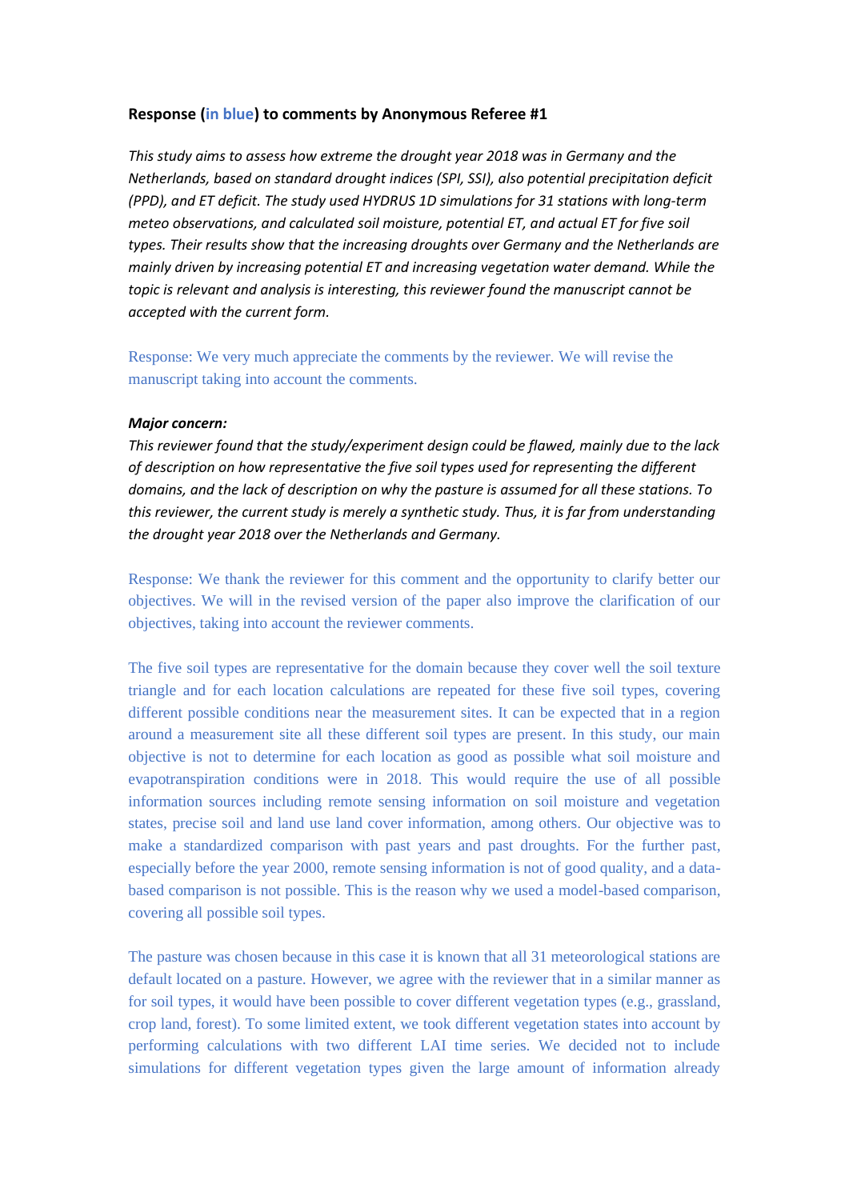**Response (in blue) to comments by Anonymous Referee #1**

*This study aims to assess how extreme the drought year 2018 was in Germany and the Netherlands, based on standard drought indices (SPI, SSI), also potential precipitation deficit (PPD), and ET deficit. The study used HYDRUS 1D simulations for 31 stations with long-term meteo observations, and calculated soil moisture, potential ET, and actual ET for five soil types. Their results show that the increasing droughts over Germany and the Netherlands are mainly driven by increasing potential ET and increasing vegetation water demand. While the topic is relevant and analysis is interesting, this reviewer found the manuscript cannot be accepted with the current form.*

Response: We very much appreciate the comments by the reviewer. We will revise the manuscript taking into account the comments.

***Major concern:***

*This reviewer found that the study/experiment design could be flawed, mainly due to the lack of description on how representative the five soil types used for representing the different domains, and the lack of description on why the pasture is assumed for all these stations. To this reviewer, the current study is merely a synthetic study. Thus, it is far from understanding the drought year 2018 over the Netherlands and Germany.*

Response: We thank the reviewer for this comment and the opportunity to clarify better our objectives. We will in the revised version of the paper also improve the clarification of our objectives, taking into account the reviewer comments.

The five soil types are representative for the domain because they cover well the soil texture triangle and for each location calculations are repeated for these five soil types, covering different possible conditions near the measurement sites. It can be expected that in a region around a measurement site all these different soil types are present. In this study, our main objective is not to determine for each location as good as possible what soil moisture and evapotranspiration conditions were in 2018. This would require the use of all possible information sources including remote sensing information on soil moisture and vegetation states, precise soil and land use land cover information, among others. Our objective was to make a standardized comparison with past years and past droughts. For the further past, especially before the year 2000, remote sensing information is not of good quality, and a data-based comparison is not possible. This is the reason why we used a model-based comparison, covering all possible soil types.

The pasture was chosen because in this case it is known that all 31 meteorological stations are default located on a pasture. However, we agree with the reviewer that in a similar manner as for soil types, it would have been possible to cover different vegetation types (e.g., grassland, crop land, forest). To some limited extent, we took different vegetation states into account by performing calculations with two different LAI time series. We decided not to include simulations for different vegetation types given the large amount of information already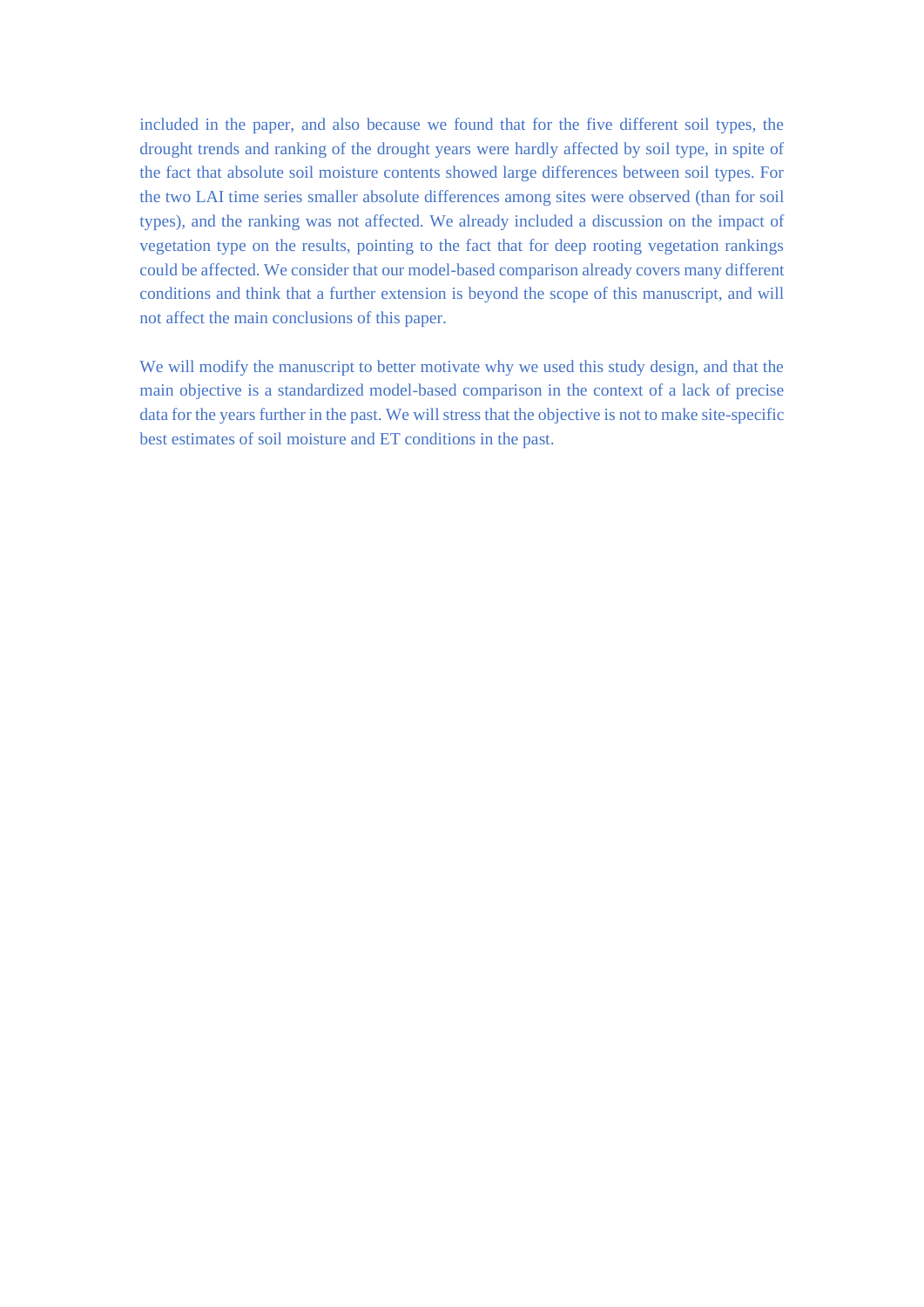included in the paper, and also because we found that for the five different soil types, the drought trends and ranking of the drought years were hardly affected by soil type, in spite of the fact that absolute soil moisture contents showed large differences between soil types. For the two LAI time series smaller absolute differences among sites were observed (than for soil types), and the ranking was not affected. We already included a discussion on the impact of vegetation type on the results, pointing to the fact that for deep rooting vegetation rankings could be affected. We consider that our model-based comparison already covers many different conditions and think that a further extension is beyond the scope of this manuscript, and will not affect the main conclusions of this paper.

We will modify the manuscript to better motivate why we used this study design, and that the main objective is a standardized model-based comparison in the context of a lack of precise data for the years further in the past. We will stress that the objective is not to make site-specific best estimates of soil moisture and ET conditions in the past.